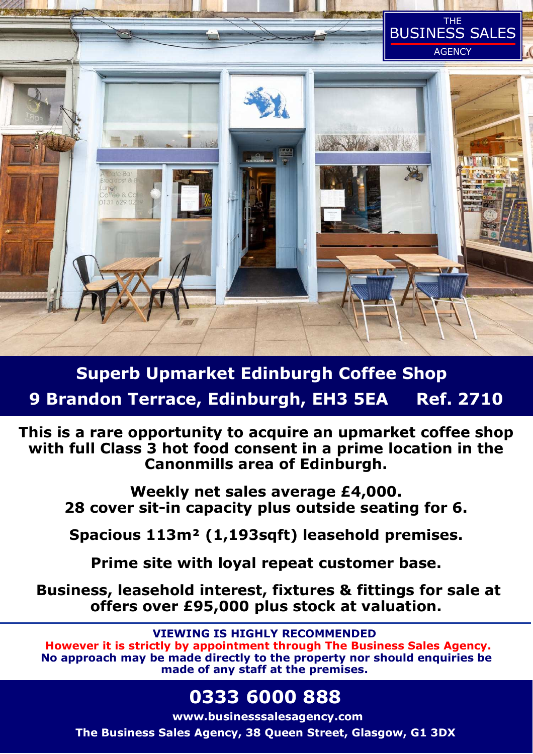# Superb Upmarket Edinburgh Coffee Shop

## 9 Brandon Terrace, Edinburgh, EH3 5EA Ref. 2710

**This is a rare opportunity to acquire an upmarket coffee shop with full Class 3 hot food consent in a prime location in the Canonmills area of Edinburgh.**

**Weekly net sales average £4,000.**
**28 cover sit-in capacity plus outside seating for 6.**

**Spacious 113m² (1,193sqft) leasehold premises.**

**Prime site with loyal repeat customer base.**

**Business, leasehold interest, fixtures & fittings for sale at offers over £95,000 plus stock at valuation.**

---

**VIEWING IS HIGHLY RECOMMENDED**
**However it is strictly by appointment through The Business Sales Agency.**
**No approach may be made directly to the property nor should enquiries be made of any staff at the premises.**

## 0333 6000 888

**www.businesssalesagency.com**
**The Business Sales Agency, 38 Queen Street, Glasgow, G1 3DX**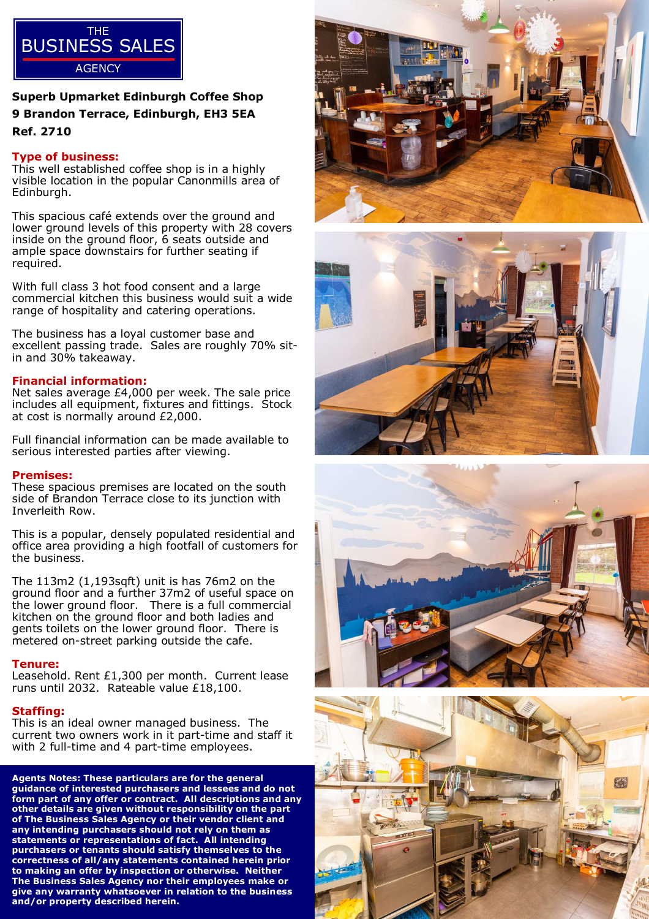THE BUSINESS SALES AGENCY

**Superb Upmarket Edinburgh Coffee Shop**
**9 Brandon Terrace, Edinburgh, EH3 5EA**
**Ref. 2710**

## Type of business:

This well established coffee shop is in a highly visible location in the popular Canonmills area of Edinburgh.

This spacious café extends over the ground and lower ground levels of this property with 28 covers inside on the ground floor, 6 seats outside and ample space downstairs for further seating if required.

With full class 3 hot food consent and a large commercial kitchen this business would suit a wide range of hospitality and catering operations.

The business has a loyal customer base and excellent passing trade. Sales are roughly 70% sit-in and 30% takeaway.

## Financial information:

Net sales average £4,000 per week. The sale price includes all equipment, fixtures and fittings. Stock at cost is normally around £2,000.

Full financial information can be made available to serious interested parties after viewing.

## Premises:

These spacious premises are located on the south side of Brandon Terrace close to its junction with Inverleith Row.

This is a popular, densely populated residential and office area providing a high footfall of customers for the business.

The 113m2 (1,193sqft) unit is has 76m2 on the ground floor and a further 37m2 of useful space on the lower ground floor. There is a full commercial kitchen on the ground floor and both ladies and gents toilets on the lower ground floor. There is metered on-street parking outside the cafe.

## Tenure:

Leasehold. Rent £1,300 per month. Current lease runs until 2032. Rateable value £18,100.

## Staffing:

This is an ideal owner managed business. The current two owners work in it part-time and staff it with 2 full-time and 4 part-time employees.

**Agents Notes: These particulars are for the general guidance of interested purchasers and lessees and do not form part of any offer or contract. All descriptions and any other details are given without responsibility on the part of The Business Sales Agency or their vendor client and any intending purchasers should not rely on them as statements or representations of fact. All intending purchasers or tenants should satisfy themselves to the correctness of all/any statements contained herein prior to making an offer by inspection or otherwise. Neither The Business Sales Agency nor their employees make or give any warranty whatsoever in relation to the business and/or property described herein.**